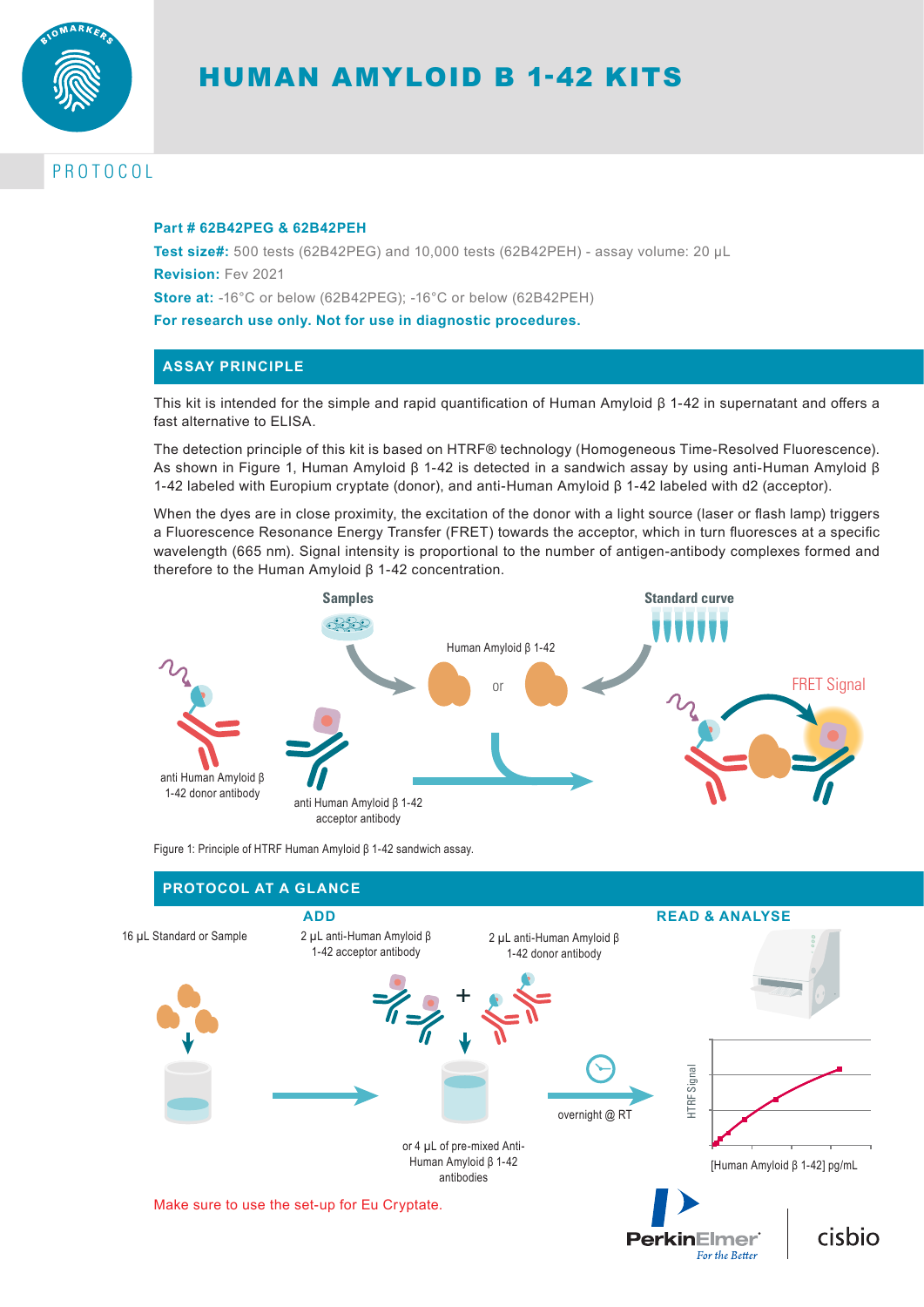# HUMAN AMYLOID β 1-42 KITS

## PROTOCOL

**Part # 62B42PEG & 62B42PEH**

**Test size#:** 500 tests (62B42PEG) and 10,000 tests (62B42PEH) - assay volume: 20 µL

**Revision:** Fev 2021

**Store at:** -16°C or below (62B42PEG); -16°C or below (62B42PEH)

**For research use only. Not for use in diagnostic procedures.**

## ASSAY PRINCIPLE

This kit is intended for the simple and rapid quantification of Human Amyloid β 1-42 in supernatant and offers a fast alternative to ELISA.

The detection principle of this kit is based on HTRF® technology (Homogeneous Time-Resolved Fluorescence). As shown in Figure 1, Human Amyloid β 1-42 is detected in a sandwich assay by using anti-Human Amyloid β 1-42 labeled with Europium cryptate (donor), and anti-Human Amyloid β 1-42 labeled with d2 (acceptor).

When the dyes are in close proximity, the excitation of the donor with a light source (laser or flash lamp) triggers a Fluorescence Resonance Energy Transfer (FRET) towards the acceptor, which in turn fluoresces at a specific wavelength (665 nm). Signal intensity is proportional to the number of antigen-antibody complexes formed and therefore to the Human Amyloid β 1-42 concentration.

Samples — Standard curve — Human Amyloid β 1-42 — or — FRET Signal — anti Human Amyloid β 1-42 donor antibody — anti Human Amyloid β 1-42 acceptor antibody

Figure 1: Principle of HTRF Human Amyloid β 1-42 sandwich assay.

## PROTOCOL AT A GLANCE

**ADD**

16 µL Standard or Sample

2 µL anti-Human Amyloid β 1-42 acceptor antibody + 2 µL anti-Human Amyloid β 1-42 donor antibody

or 4 µL of pre-mixed Anti-Human Amyloid β 1-42 antibodies

overnight @ RT

**READ & ANALYSE**

HTRF Signal vs. [Human Amyloid β 1-42] pg/mL

Make sure to use the set-up for Eu Cryptate.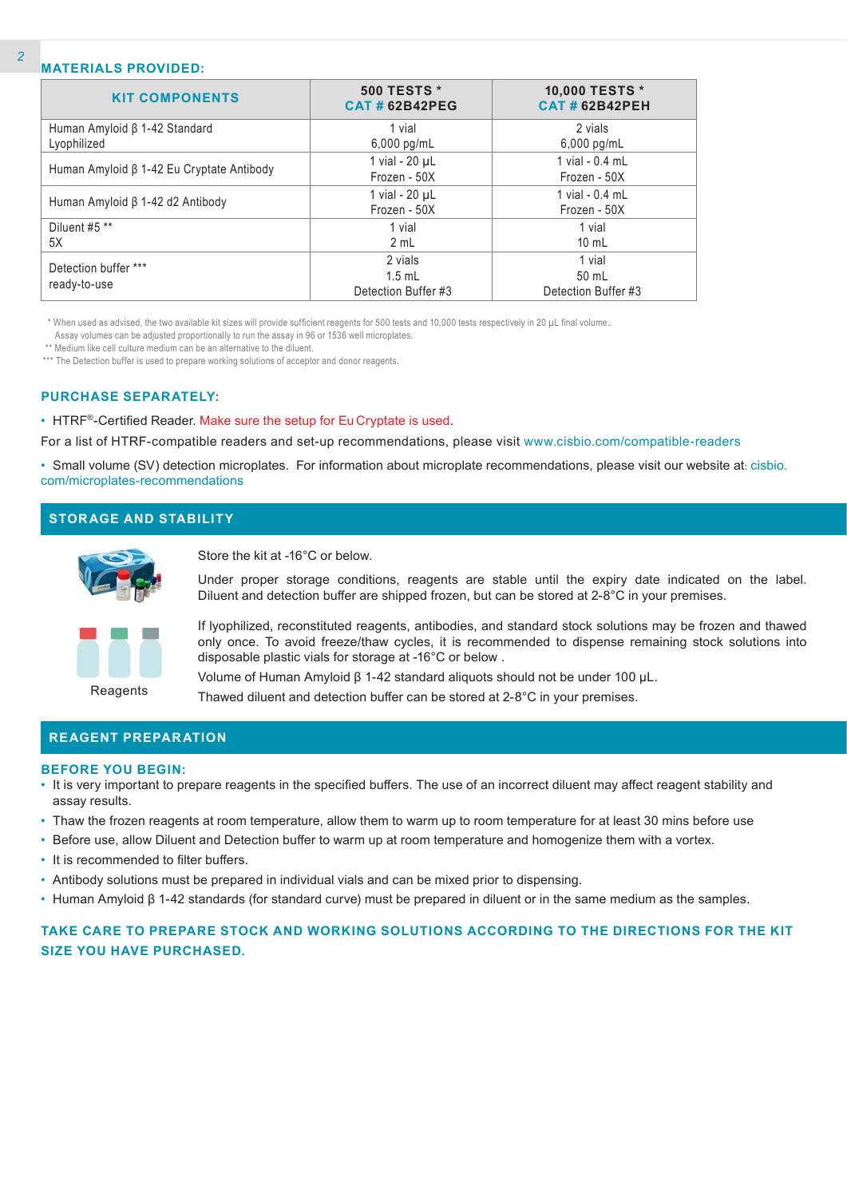## MATERIALS PROVIDED:

| KIT COMPONENTS | 500 TESTS * CAT # 62B42PEG | 10,000 TESTS * CAT # 62B42PEH |
|---|---|---|
| Human Amyloid β 1-42 Standard Lyophilized | 1 vial 6,000 pg/mL | 2 vials 6,000 pg/mL |
| Human Amyloid β 1-42 Eu Cryptate Antibody | 1 vial - 20 µL Frozen - 50X | 1 vial - 0.4 mL Frozen - 50X |
| Human Amyloid β 1-42 d2 Antibody | 1 vial - 20 µL Frozen - 50X | 1 vial - 0.4 mL Frozen - 50X |
| Diluent #5 ** 5X | 1 vial 2 mL | 1 vial 10 mL |
| Detection buffer *** ready-to-use | 2 vials 1.5 mL Detection Buffer #3 | 1 vial 50 mL Detection Buffer #3 |

* When used as advised, the two available kit sizes will provide sufficient reagents for 500 tests and 10,000 tests respectively in 20 µL final volume.. Assay volumes can be adjusted proportionally to run the assay in 96 or 1536 well microplates.
** Medium like cell culture medium can be an alternative to the diluent.
*** The Detection buffer is used to prepare working solutions of acceptor and donor reagents.

## PURCHASE SEPARATELY:

- HTRF®-Certified Reader. Make sure the setup for Eu Cryptate is used.

For a list of HTRF-compatible readers and set-up recommendations, please visit www.cisbio.com/compatible-readers

- Small volume (SV) detection microplates. For information about microplate recommendations, please visit our website at: cisbio.com/microplates-recommendations

## STORAGE AND STABILITY

Reagents

Store the kit at -16°C or below.

Under proper storage conditions, reagents are stable until the expiry date indicated on the label. Diluent and detection buffer are shipped frozen, but can be stored at 2-8°C in your premises.

If lyophilized, reconstituted reagents, antibodies, and standard stock solutions may be frozen and thawed only once. To avoid freeze/thaw cycles, it is recommended to dispense remaining stock solutions into disposable plastic vials for storage at -16°C or below .

Volume of Human Amyloid β 1-42 standard aliquots should not be under 100 µL.

Thawed diluent and detection buffer can be stored at 2-8°C in your premises.

## REAGENT PREPARATION

### BEFORE YOU BEGIN:

- It is very important to prepare reagents in the specified buffers. The use of an incorrect diluent may affect reagent stability and assay results.
- Thaw the frozen reagents at room temperature, allow them to warm up to room temperature for at least 30 mins before use
- Before use, allow Diluent and Detection buffer to warm up at room temperature and homogenize them with a vortex.
- It is recommended to filter buffers.
- Antibody solutions must be prepared in individual vials and can be mixed prior to dispensing.
- Human Amyloid β 1-42 standards (for standard curve) must be prepared in diluent or in the same medium as the samples.

**TAKE CARE TO PREPARE STOCK AND WORKING SOLUTIONS ACCORDING TO THE DIRECTIONS FOR THE KIT SIZE YOU HAVE PURCHASED.**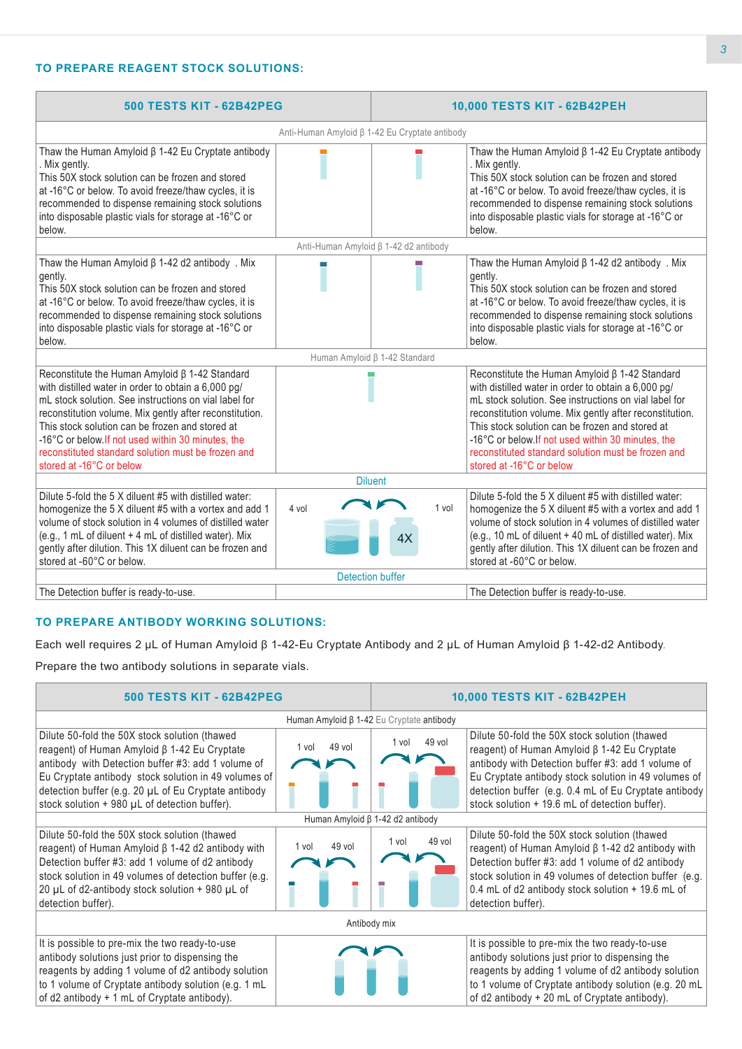## TO PREPARE REAGENT STOCK SOLUTIONS:

| 500 TESTS KIT - 62B42PEG | | | 10,000 TESTS KIT - 62B42PEH |
|---|---|---|---|
| | Anti-Human Amyloid β 1-42 Eu Cryptate antibody | | |
| Thaw the Human Amyloid β 1-42 Eu Cryptate antibody . Mix gently. This 50X stock solution can be frozen and stored at -16°C or below. To avoid freeze/thaw cycles, it is recommended to dispense remaining stock solutions into disposable plastic vials for storage at -16°C or below. | | | Thaw the Human Amyloid β 1-42 Eu Cryptate antibody . Mix gently. This 50X stock solution can be frozen and stored at -16°C or below. To avoid freeze/thaw cycles, it is recommended to dispense remaining stock solutions into disposable plastic vials for storage at -16°C or below. |
| | Anti-Human Amyloid β 1-42 d2 antibody | | |
| Thaw the Human Amyloid β 1-42 d2 antibody . Mix gently. This 50X stock solution can be frozen and stored at -16°C or below. To avoid freeze/thaw cycles, it is recommended to dispense remaining stock solutions into disposable plastic vials for storage at -16°C or below. | | | Thaw the Human Amyloid β 1-42 d2 antibody . Mix gently. This 50X stock solution can be frozen and stored at -16°C or below. To avoid freeze/thaw cycles, it is recommended to dispense remaining stock solutions into disposable plastic vials for storage at -16°C or below. |
| | Human Amyloid β 1-42 Standard | | |
| Reconstitute the Human Amyloid β 1-42 Standard with distilled water in order to obtain a 6,000 pg/mL stock solution. See instructions on vial label for reconstitution volume. Mix gently after reconstitution. This stock solution can be frozen and stored at -16°C or below.If not used within 30 minutes, the reconstituted standard solution must be frozen and stored at -16°C or below | | | Reconstitute the Human Amyloid β 1-42 Standard with distilled water in order to obtain a 6,000 pg/mL stock solution. See instructions on vial label for reconstitution volume. Mix gently after reconstitution. This stock solution can be frozen and stored at -16°C or below.If not used within 30 minutes, the reconstituted standard solution must be frozen and stored at -16°C or below |
| | Diluent | | |
| Dilute 5-fold the 5 X diluent #5 with distilled water: homogenize the 5 X diluent #5 with a vortex and add 1 volume of stock solution in 4 volumes of distilled water (e.g., 1 mL of diluent + 4 mL of distilled water). Mix gently after dilution. This 1X diluent can be frozen and stored at -60°C or below. | 4 vol | 1 vol 4X | Dilute 5-fold the 5 X diluent #5 with distilled water: homogenize the 5 X diluent #5 with a vortex and add 1 volume of stock solution in 4 volumes of distilled water (e.g., 10 mL of diluent + 40 mL of distilled water). Mix gently after dilution. This 1X diluent can be frozen and stored at -60°C or below. |
| | Detection buffer | | |
| The Detection buffer is ready-to-use. | | | The Detection buffer is ready-to-use. |

## TO PREPARE ANTIBODY WORKING SOLUTIONS:

Each well requires 2 µL of Human Amyloid β 1-42-Eu Cryptate Antibody and 2 µL of Human Amyloid β 1-42-d2 Antibody.

Prepare the two antibody solutions in separate vials.

| 500 TESTS KIT - 62B42PEG | | | 10,000 TESTS KIT - 62B42PEH |
|---|---|---|---|
| | Human Amyloid β 1-42 Eu Cryptate antibody | | |
| Dilute 50-fold the 50X stock solution (thawed reagent) of Human Amyloid β 1-42 Eu Cryptate antibody with Detection buffer #3: add 1 volume of Eu Cryptate antibody stock solution in 49 volumes of detection buffer (e.g. 20 µL of Eu Cryptate antibody stock solution + 980 µL of detection buffer). | 1 vol 49 vol | 1 vol 49 vol | Dilute 50-fold the 50X stock solution (thawed reagent) of Human Amyloid β 1-42 Eu Cryptate antibody with Detection buffer #3: add 1 volume of Eu Cryptate antibody stock solution in 49 volumes of detection buffer (e.g. 0.4 mL of Eu Cryptate antibody stock solution + 19.6 mL of detection buffer). |
| | Human Amyloid β 1-42 d2 antibody | | |
| Dilute 50-fold the 50X stock solution (thawed reagent) of Human Amyloid β 1-42 d2 antibody with Detection buffer #3: add 1 volume of d2 antibody stock solution in 49 volumes of detection buffer (e.g. 20 µL of d2-antibody stock solution + 980 µL of detection buffer). | 1 vol 49 vol | 1 vol 49 vol | Dilute 50-fold the 50X stock solution (thawed reagent) of Human Amyloid β 1-42 d2 antibody with Detection buffer #3: add 1 volume of d2 antibody stock solution in 49 volumes of detection buffer (e.g. 0.4 mL of d2 antibody stock solution + 19.6 mL of detection buffer). |
| | Antibody mix | | |
| It is possible to pre-mix the two ready-to-use antibody solutions just prior to dispensing the reagents by adding 1 volume of d2 antibody solution to 1 volume of Cryptate antibody solution (e.g. 1 mL of d2 antibody + 1 mL of Cryptate antibody). | | | It is possible to pre-mix the two ready-to-use antibody solutions just prior to dispensing the reagents by adding 1 volume of d2 antibody solution to 1 volume of Cryptate antibody solution (e.g. 20 mL of d2 antibody + 20 mL of Cryptate antibody). |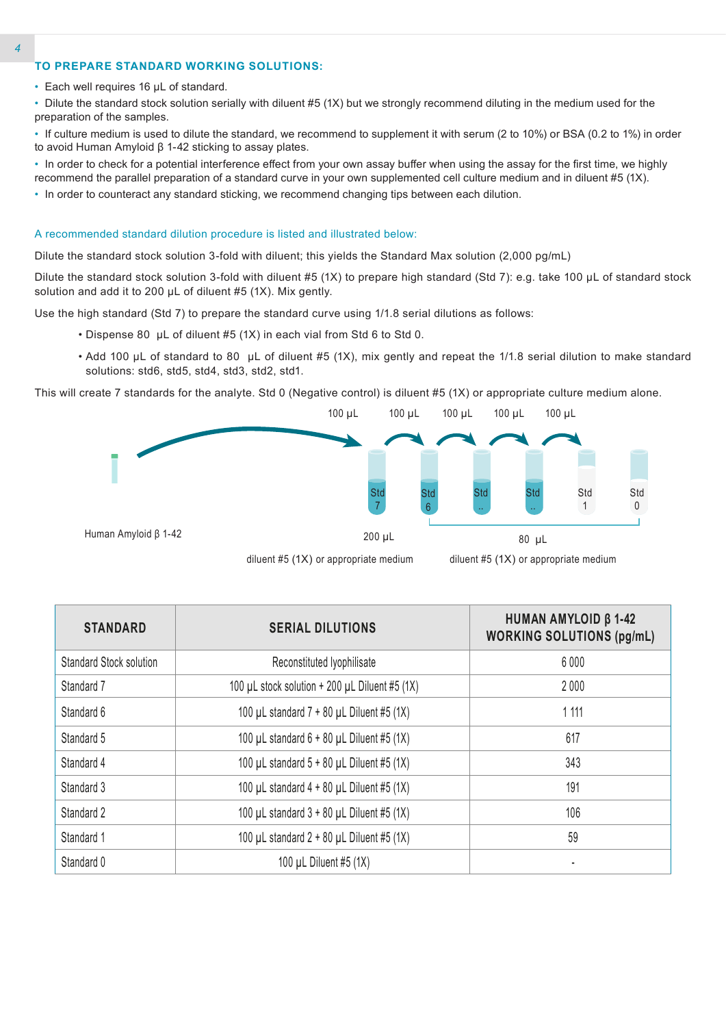## TO PREPARE STANDARD WORKING SOLUTIONS:

- Each well requires 16 µL of standard.
- Dilute the standard stock solution serially with diluent #5 (1X) but we strongly recommend diluting in the medium used for the preparation of the samples.
- If culture medium is used to dilute the standard, we recommend to supplement it with serum (2 to 10%) or BSA (0.2 to 1%) in order to avoid Human Amyloid β 1-42 sticking to assay plates.
- In order to check for a potential interference effect from your own assay buffer when using the assay for the first time, we highly recommend the parallel preparation of a standard curve in your own supplemented cell culture medium and in diluent #5 (1X).
- In order to counteract any standard sticking, we recommend changing tips between each dilution.

A recommended standard dilution procedure is listed and illustrated below:

Dilute the standard stock solution 3-fold with diluent; this yields the Standard Max solution (2,000 pg/mL)

Dilute the standard stock solution 3-fold with diluent #5 (1X) to prepare high standard (Std 7): e.g. take 100 µL of standard stock solution and add it to 200 µL of diluent #5 (1X). Mix gently.

Use the high standard (Std 7) to prepare the standard curve using 1/1.8 serial dilutions as follows:

- Dispense 80 µL of diluent #5 (1X) in each vial from Std 6 to Std 0.
- Add 100 µL of standard to 80 µL of diluent #5 (1X), mix gently and repeat the 1/1.8 serial dilution to make standard solutions: std6, std5, std4, std3, std2, std1.

This will create 7 standards for the analyte. Std 0 (Negative control) is diluent #5 (1X) or appropriate culture medium alone.

100 µL 100 µL 100 µL 100 µL 100 µL

Human Amyloid β 1-42

Std 7 | Std 6 | Std .. | Std .. | Std 1 | Std 0

200 µL — diluent #5 (1X) or appropriate medium

80 µL — diluent #5 (1X) or appropriate medium

| STANDARD | SERIAL DILUTIONS | HUMAN AMYLOID β 1-42 WORKING SOLUTIONS (pg/mL) |
|---|---|---|
| Standard Stock solution | Reconstituted lyophilisate | 6 000 |
| Standard 7 | 100 µL stock solution + 200 µL Diluent #5 (1X) | 2 000 |
| Standard 6 | 100 µL standard 7 + 80 µL Diluent #5 (1X) | 1 111 |
| Standard 5 | 100 µL standard 6 + 80 µL Diluent #5 (1X) | 617 |
| Standard 4 | 100 µL standard 5 + 80 µL Diluent #5 (1X) | 343 |
| Standard 3 | 100 µL standard 4 + 80 µL Diluent #5 (1X) | 191 |
| Standard 2 | 100 µL standard 3 + 80 µL Diluent #5 (1X) | 106 |
| Standard 1 | 100 µL standard 2 + 80 µL Diluent #5 (1X) | 59 |
| Standard 0 | 100 µL Diluent #5 (1X) | - |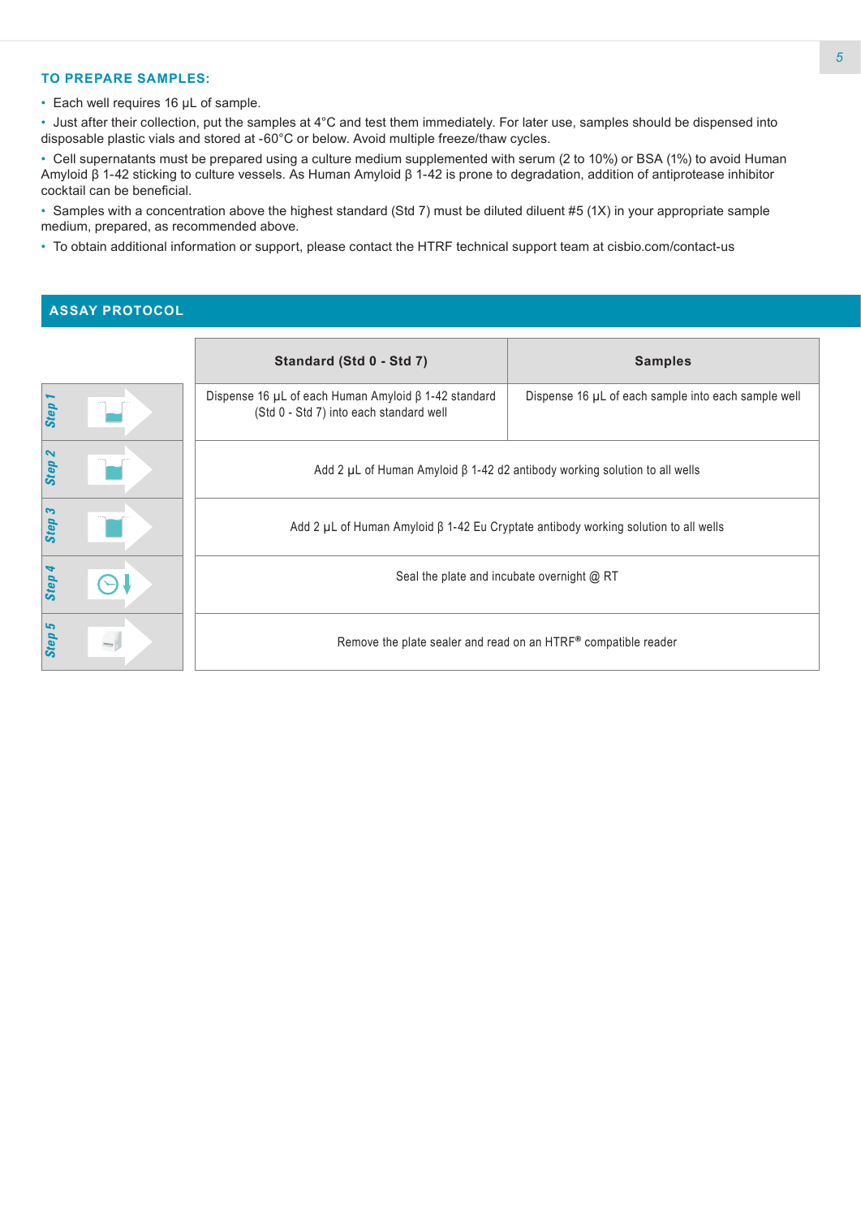### TO PREPARE SAMPLES:

- Each well requires 16 µL of sample.
- Just after their collection, put the samples at 4°C and test them immediately. For later use, samples should be dispensed into disposable plastic vials and stored at -60°C or below. Avoid multiple freeze/thaw cycles.
- Cell supernatants must be prepared using a culture medium supplemented with serum (2 to 10%) or BSA (1%) to avoid Human Amyloid β 1-42 sticking to culture vessels. As Human Amyloid β 1-42 is prone to degradation, addition of antiprotease inhibitor cocktail can be beneficial.
- Samples with a concentration above the highest standard (Std 7) must be diluted diluent #5 (1X) in your appropriate sample medium, prepared, as recommended above.
- To obtain additional information or support, please contact the HTRF technical support team at cisbio.com/contact-us

## ASSAY PROTOCOL

| | Standard (Std 0 - Std 7) | Samples |
|---|---|---|
| Step 1 | Dispense 16 µL of each Human Amyloid β 1-42 standard (Std 0 - Std 7) into each standard well | Dispense 16 µL of each sample into each sample well |
| Step 2 | Add 2 µL of Human Amyloid β 1-42 d2 antibody working solution to all wells | |
| Step 3 | Add 2 µL of Human Amyloid β 1-42 Eu Cryptate antibody working solution to all wells | |
| Step 4 | Seal the plate and incubate overnight @ RT | |
| Step 5 | Remove the plate sealer and read on an HTRF® compatible reader | |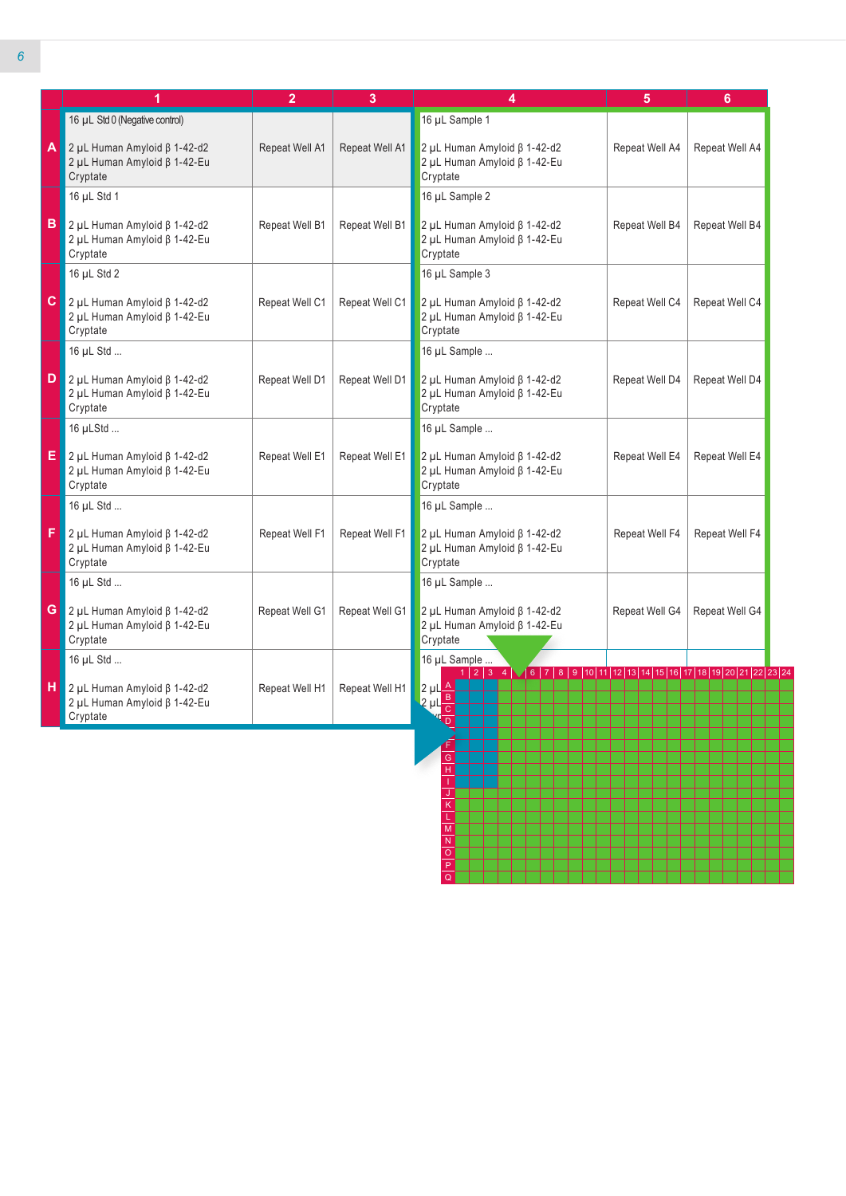| | 1 | 2 | 3 | 4 | 5 | 6 |
|---|---|---|---|---|---|---|
| A | 16 µL Std 0 (Negative control)<br><br>2 µL Human Amyloid β 1-42-d2<br>2 µL Human Amyloid β 1-42-Eu Cryptate | Repeat Well A1 | Repeat Well A1 | 16 µL Sample 1<br><br>2 µL Human Amyloid β 1-42-d2<br>2 µL Human Amyloid β 1-42-Eu Cryptate | Repeat Well A4 | Repeat Well A4 |
| B | 16 µL Std 1<br><br>2 µL Human Amyloid β 1-42-d2<br>2 µL Human Amyloid β 1-42-Eu Cryptate | Repeat Well B1 | Repeat Well B1 | 16 µL Sample 2<br><br>2 µL Human Amyloid β 1-42-d2<br>2 µL Human Amyloid β 1-42-Eu Cryptate | Repeat Well B4 | Repeat Well B4 |
| C | 16 µL Std 2<br><br>2 µL Human Amyloid β 1-42-d2<br>2 µL Human Amyloid β 1-42-Eu Cryptate | Repeat Well C1 | Repeat Well C1 | 16 µL Sample 3<br><br>2 µL Human Amyloid β 1-42-d2<br>2 µL Human Amyloid β 1-42-Eu Cryptate | Repeat Well C4 | Repeat Well C4 |
| D | 16 µL Std ...<br><br>2 µL Human Amyloid β 1-42-d2<br>2 µL Human Amyloid β 1-42-Eu Cryptate | Repeat Well D1 | Repeat Well D1 | 16 µL Sample ...<br><br>2 µL Human Amyloid β 1-42-d2<br>2 µL Human Amyloid β 1-42-Eu Cryptate | Repeat Well D4 | Repeat Well D4 |
| E | 16 µLStd ...<br><br>2 µL Human Amyloid β 1-42-d2<br>2 µL Human Amyloid β 1-42-Eu Cryptate | Repeat Well E1 | Repeat Well E1 | 16 µL Sample ...<br><br>2 µL Human Amyloid β 1-42-d2<br>2 µL Human Amyloid β 1-42-Eu Cryptate | Repeat Well E4 | Repeat Well E4 |
| F | 16 µL Std ...<br><br>2 µL Human Amyloid β 1-42-d2<br>2 µL Human Amyloid β 1-42-Eu Cryptate | Repeat Well F1 | Repeat Well F1 | 16 µL Sample ...<br><br>2 µL Human Amyloid β 1-42-d2<br>2 µL Human Amyloid β 1-42-Eu Cryptate | Repeat Well F4 | Repeat Well F4 |
| G | 16 µL Std ...<br><br>2 µL Human Amyloid β 1-42-d2<br>2 µL Human Amyloid β 1-42-Eu Cryptate | Repeat Well G1 | Repeat Well G1 | 16 µL Sample ...<br><br>2 µL Human Amyloid β 1-42-d2<br>2 µL Human Amyloid β 1-42-Eu Cryptate | Repeat Well G4 | Repeat Well G4 |
| H | 16 µL Std ...<br><br>2 µL Human Amyloid β 1-42-d2<br>2 µL Human Amyloid β 1-42-Eu Cryptate | Repeat Well H1 | Repeat Well H1 | 16 µL Sample ...<br><br>2 µL<br>2 µL | | |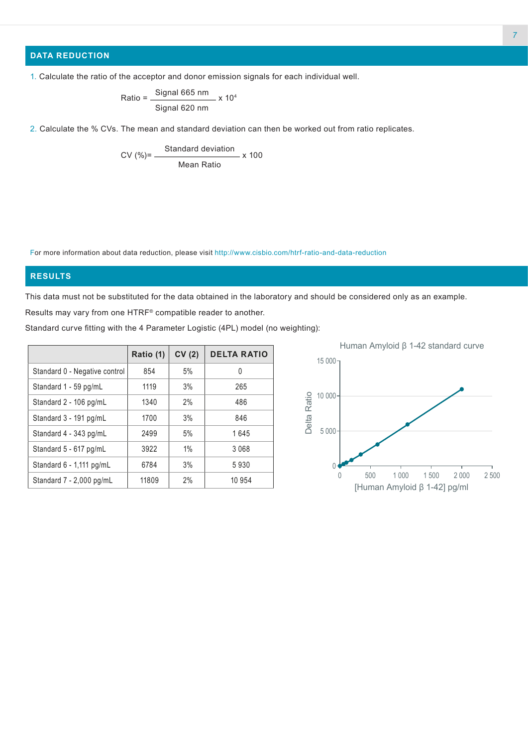## DATA REDUCTION

1. Calculate the ratio of the acceptor and donor emission signals for each individual well.

$$\text{Ratio} = \frac{\text{Signal 665 nm}}{\text{Signal 620 nm}} \times 10^4$$

2. Calculate the % CVs. The mean and standard deviation can then be worked out from ratio replicates.

$$\text{CV (\%)} = \frac{\text{Standard deviation}}{\text{Mean Ratio}} \times 100$$

For more information about data reduction, please visit http://www.cisbio.com/htrf-ratio-and-data-reduction

## RESULTS

This data must not be substituted for the data obtained in the laboratory and should be considered only as an example.

Results may vary from one HTRF® compatible reader to another.

Standard curve fitting with the 4 Parameter Logistic (4PL) model (no weighting):

| | Ratio (1) | CV (2) | DELTA RATIO |
|---|---|---|---|
| Standard 0 - Negative control | 854 | 5% | 0 |
| Standard 1 - 59 pg/mL | 1119 | 3% | 265 |
| Standard 2 - 106 pg/mL | 1340 | 2% | 486 |
| Standard 3 - 191 pg/mL | 1700 | 3% | 846 |
| Standard 4 - 343 pg/mL | 2499 | 5% | 1 645 |
| Standard 5 - 617 pg/mL | 3922 | 1% | 3 068 |
| Standard 6 - 1,111 pg/mL | 6784 | 3% | 5 930 |
| Standard 7 - 2,000 pg/mL | 11809 | 2% | 10 954 |

Human Amyloid β 1-42 standard curve

(Chart: Delta Ratio (y-axis, 0 to 15 000) vs [Human Amyloid β 1-42] pg/ml (x-axis, 0 to 2 500))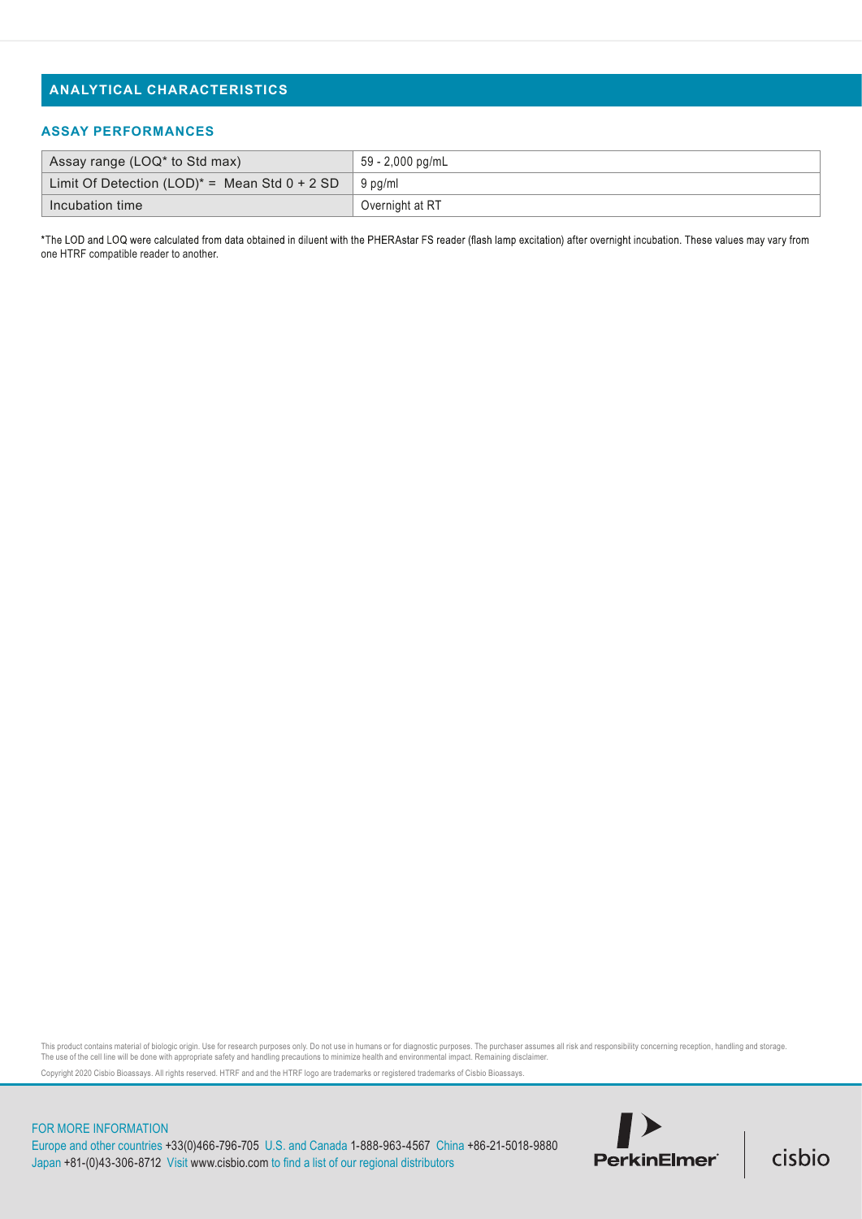## ANALYTICAL CHARACTERISTICS

### ASSAY PERFORMANCES

| | |
|---|---|
| Assay range (LOQ* to Std max) | 59 - 2,000 pg/mL |
| Limit Of Detection (LOD)* = Mean Std 0 + 2 SD | 9 pg/ml |
| Incubation time | Overnight at RT |

*The LOD and LOQ were calculated from data obtained in diluent with the PHERAstar FS reader (flash lamp excitation) after overnight incubation. These values may vary from one HTRF compatible reader to another.

This product contains material of biologic origin. Use for research purposes only. Do not use in humans or for diagnostic purposes. The purchaser assumes all risk and responsibility concerning reception, handling and storage. The use of the cell line will be done with appropriate safety and handling precautions to minimize health and environmental impact. Remaining disclaimer.

Copyright 2020 Cisbio Bioassays. All rights reserved. HTRF and and the HTRF logo are trademarks or registered trademarks of Cisbio Bioassays.

FOR MORE INFORMATION
Europe and other countries +33(0)466-796-705 U.S. and Canada 1-888-963-4567 China +86-21-5018-9880
Japan +81-(0)43-306-8712 Visit www.cisbio.com to find a list of our regional distributors

PerkinElmer | cisbio